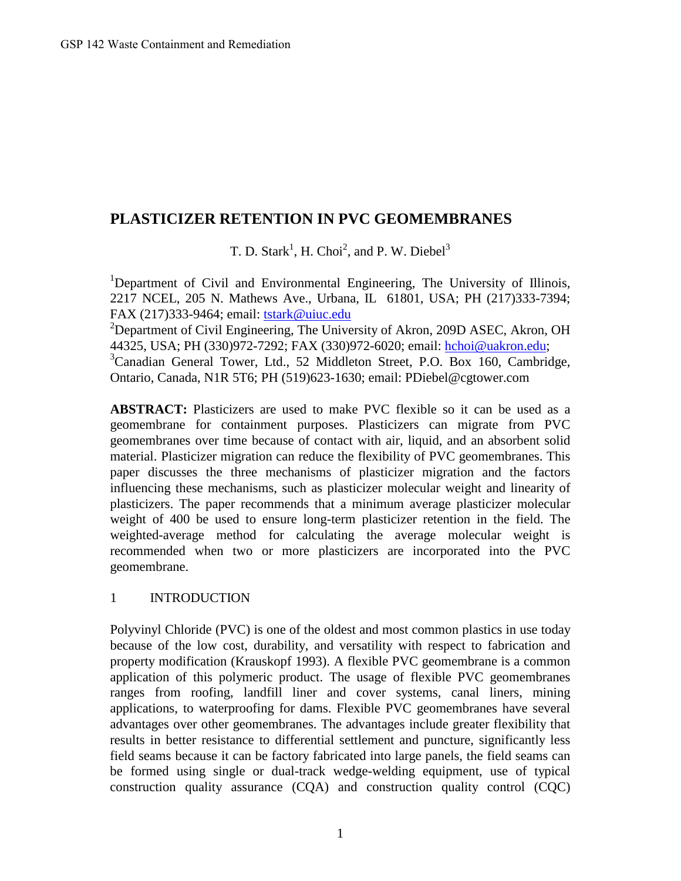# PLASTICIZER RETENTION IN PVC GEOMEMBRANES

T. D. Stark[1], H. Choi[2], and P. W. Diebel[3]

[1]Department of Civil and Environmental Engineering, The University of Illinois, 2217 NCEL, 205 N. Mathews Ave., Urbana, IL 61801, USA; PH (217)333-7394; FAX (217)333-9464; email: tstark@uiuc.edu

[2]Department of Civil Engineering, The University of Akron, 209D ASEC, Akron, OH 44325, USA; PH (330)972-7292; FAX (330)972-6020; email: hchoi@uakron.edu;

[3]Canadian General Tower, Ltd., 52 Middleton Street, P.O. Box 160, Cambridge, Ontario, Canada, N1R 5T6; PH (519)623-1630; email: PDiebel@cgtower.com

**ABSTRACT:** Plasticizers are used to make PVC flexible so it can be used as a geomembrane for containment purposes. Plasticizers can migrate from PVC geomembranes over time because of contact with air, liquid, and an absorbent solid material. Plasticizer migration can reduce the flexibility of PVC geomembranes. This paper discusses the three mechanisms of plasticizer migration and the factors influencing these mechanisms, such as plasticizer molecular weight and linearity of plasticizers. The paper recommends that a minimum average plasticizer molecular weight of 400 be used to ensure long-term plasticizer retention in the field. The weighted-average method for calculating the average molecular weight is recommended when two or more plasticizers are incorporated into the PVC geomembrane.

## 1 INTRODUCTION

Polyvinyl Chloride (PVC) is one of the oldest and most common plastics in use today because of the low cost, durability, and versatility with respect to fabrication and property modification (Krauskopf 1993). A flexible PVC geomembrane is a common application of this polymeric product. The usage of flexible PVC geomembranes ranges from roofing, landfill liner and cover systems, canal liners, mining applications, to waterproofing for dams. Flexible PVC geomembranes have several advantages over other geomembranes. The advantages include greater flexibility that results in better resistance to differential settlement and puncture, significantly less field seams because it can be factory fabricated into large panels, the field seams can be formed using single or dual-track wedge-welding equipment, use of typical construction quality assurance (CQA) and construction quality control (CQC)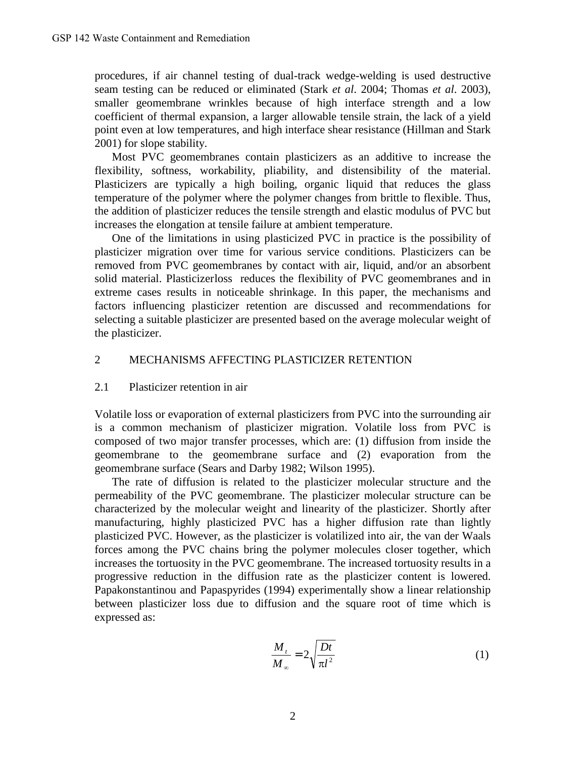procedures, if air channel testing of dual-track wedge-welding is used destructive seam testing can be reduced or eliminated (Stark *et al*. 2004; Thomas *et al*. 2003), smaller geomembrane wrinkles because of high interface strength and a low coefficient of thermal expansion, a larger allowable tensile strain, the lack of a yield point even at low temperatures, and high interface shear resistance (Hillman and Stark 2001) for slope stability.

Most PVC geomembranes contain plasticizers as an additive to increase the flexibility, softness, workability, pliability, and distensibility of the material. Plasticizers are typically a high boiling, organic liquid that reduces the glass temperature of the polymer where the polymer changes from brittle to flexible. Thus, the addition of plasticizer reduces the tensile strength and elastic modulus of PVC but increases the elongation at tensile failure at ambient temperature.

One of the limitations in using plasticized PVC in practice is the possibility of plasticizer migration over time for various service conditions. Plasticizers can be removed from PVC geomembranes by contact with air, liquid, and/or an absorbent solid material. Plasticizerloss reduces the flexibility of PVC geomembranes and in extreme cases results in noticeable shrinkage. In this paper, the mechanisms and factors influencing plasticizer retention are discussed and recommendations for selecting a suitable plasticizer are presented based on the average molecular weight of the plasticizer.

## 2 MECHANISMS AFFECTING PLASTICIZER RETENTION

### 2.1 Plasticizer retention in air

Volatile loss or evaporation of external plasticizers from PVC into the surrounding air is a common mechanism of plasticizer migration. Volatile loss from PVC is composed of two major transfer processes, which are: (1) diffusion from inside the geomembrane to the geomembrane surface and (2) evaporation from the geomembrane surface (Sears and Darby 1982; Wilson 1995).

The rate of diffusion is related to the plasticizer molecular structure and the permeability of the PVC geomembrane. The plasticizer molecular structure can be characterized by the molecular weight and linearity of the plasticizer. Shortly after manufacturing, highly plasticized PVC has a higher diffusion rate than lightly plasticized PVC. However, as the plasticizer is volatilized into air, the van der Waals forces among the PVC chains bring the polymer molecules closer together, which increases the tortuosity in the PVC geomembrane. The increased tortuosity results in a progressive reduction in the diffusion rate as the plasticizer content is lowered. Papakonstantinou and Papaspyrides (1994) experimentally show a linear relationship between plasticizer loss due to diffusion and the square root of time which is expressed as:

$$\frac{M_t}{M_\infty} = 2\sqrt{\frac{Dt}{\pi l^2}} \tag{1}$$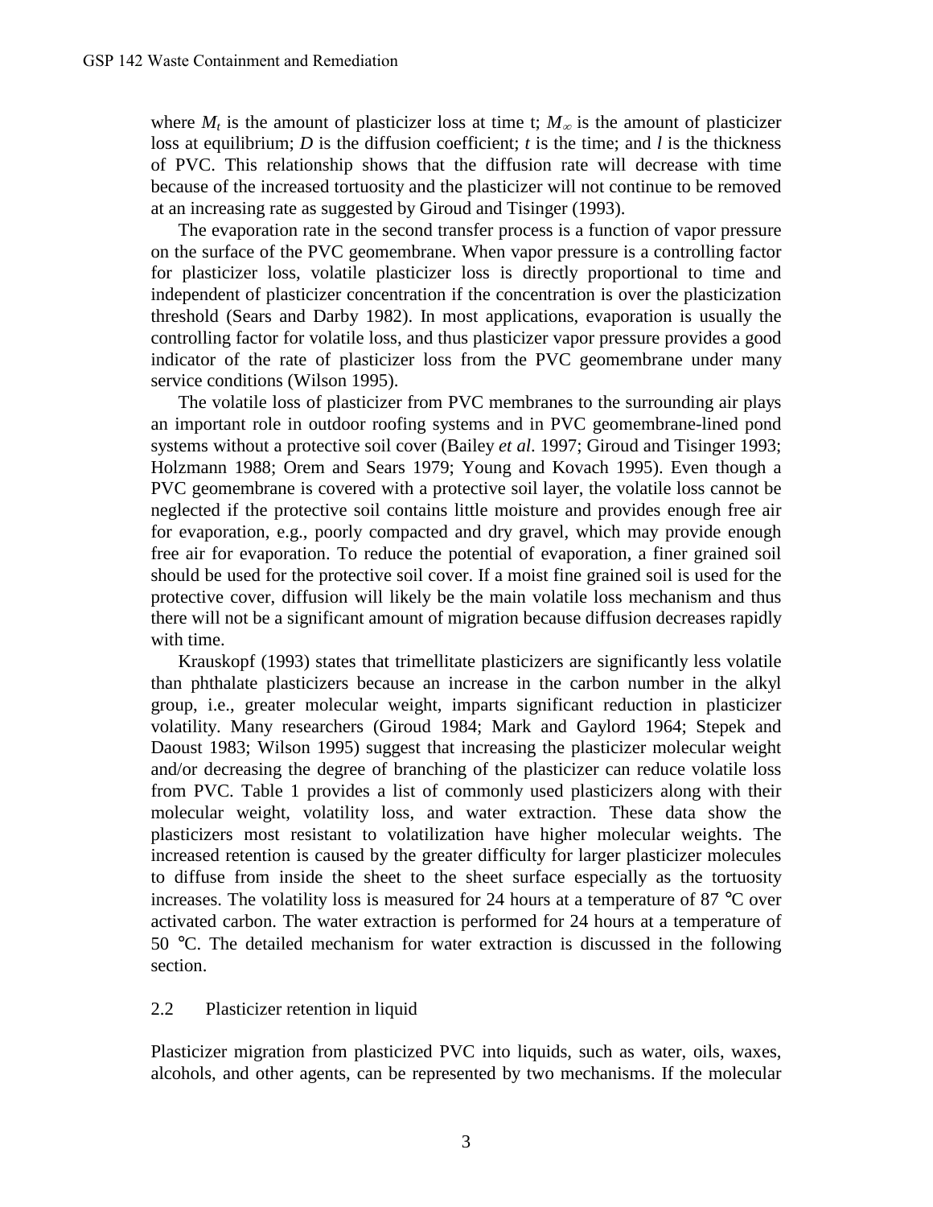where $M_t$ is the amount of plasticizer loss at time t; $M_\infty$ is the amount of plasticizer loss at equilibrium; $D$ is the diffusion coefficient; $t$ is the time; and $l$ is the thickness of PVC. This relationship shows that the diffusion rate will decrease with time because of the increased tortuosity and the plasticizer will not continue to be removed at an increasing rate as suggested by Giroud and Tisinger (1993).

The evaporation rate in the second transfer process is a function of vapor pressure on the surface of the PVC geomembrane. When vapor pressure is a controlling factor for plasticizer loss, volatile plasticizer loss is directly proportional to time and independent of plasticizer concentration if the concentration is over the plasticization threshold (Sears and Darby 1982). In most applications, evaporation is usually the controlling factor for volatile loss, and thus plasticizer vapor pressure provides a good indicator of the rate of plasticizer loss from the PVC geomembrane under many service conditions (Wilson 1995).

The volatile loss of plasticizer from PVC membranes to the surrounding air plays an important role in outdoor roofing systems and in PVC geomembrane-lined pond systems without a protective soil cover (Bailey *et al*. 1997; Giroud and Tisinger 1993; Holzmann 1988; Orem and Sears 1979; Young and Kovach 1995). Even though a PVC geomembrane is covered with a protective soil layer, the volatile loss cannot be neglected if the protective soil contains little moisture and provides enough free air for evaporation, e.g., poorly compacted and dry gravel, which may provide enough free air for evaporation. To reduce the potential of evaporation, a finer grained soil should be used for the protective soil cover. If a moist fine grained soil is used for the protective cover, diffusion will likely be the main volatile loss mechanism and thus there will not be a significant amount of migration because diffusion decreases rapidly with time.

Krauskopf (1993) states that trimellitate plasticizers are significantly less volatile than phthalate plasticizers because an increase in the carbon number in the alkyl group, i.e., greater molecular weight, imparts significant reduction in plasticizer volatility. Many researchers (Giroud 1984; Mark and Gaylord 1964; Stepek and Daoust 1983; Wilson 1995) suggest that increasing the plasticizer molecular weight and/or decreasing the degree of branching of the plasticizer can reduce volatile loss from PVC. Table 1 provides a list of commonly used plasticizers along with their molecular weight, volatility loss, and water extraction. These data show the plasticizers most resistant to volatilization have higher molecular weights. The increased retention is caused by the greater difficulty for larger plasticizer molecules to diffuse from inside the sheet to the sheet surface especially as the tortuosity increases. The volatility loss is measured for 24 hours at a temperature of 87 °C over activated carbon. The water extraction is performed for 24 hours at a temperature of 50 °C. The detailed mechanism for water extraction is discussed in the following section.

### 2.2 Plasticizer retention in liquid

Plasticizer migration from plasticized PVC into liquids, such as water, oils, waxes, alcohols, and other agents, can be represented by two mechanisms. If the molecular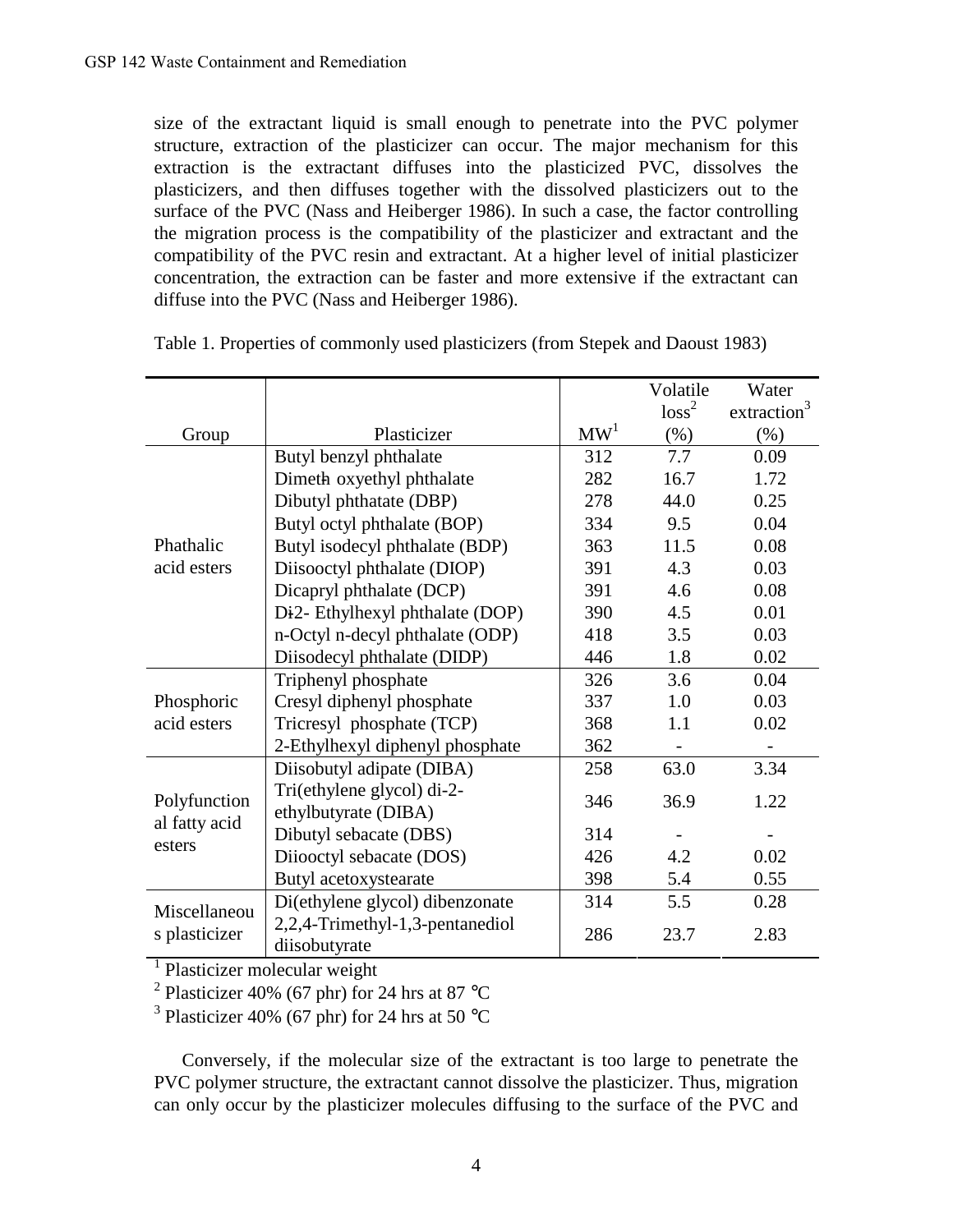size of the extractant liquid is small enough to penetrate into the PVC polymer structure, extraction of the plasticizer can occur. The major mechanism for this extraction is the extractant diffuses into the plasticized PVC, dissolves the plasticizers, and then diffuses together with the dissolved plasticizers out to the surface of the PVC (Nass and Heiberger 1986). In such a case, the factor controlling the migration process is the compatibility of the plasticizer and extractant and the compatibility of the PVC resin and extractant. At a higher level of initial plasticizer concentration, the extraction can be faster and more extensive if the extractant can diffuse into the PVC (Nass and Heiberger 1986).

Table 1. Properties of commonly used plasticizers (from Stepek and Daoust 1983)

| Group | Plasticizer | MW[1] | Volatile loss[2] (%) | Water extraction[3] (%) |
|---|---|---|---|---|
| Phathalic acid esters | Butyl benzyl phthalate | 312 | 7.7 | 0.09 |
| | Dimeth oxyethyl phthalate | 282 | 16.7 | 1.72 |
| | Dibutyl phthatate (DBP) | 278 | 44.0 | 0.25 |
| | Butyl octyl phthalate (BOP) | 334 | 9.5 | 0.04 |
| | Butyl isodecyl phthalate (BDP) | 363 | 11.5 | 0.08 |
| | Diisooctyl phthalate (DIOP) | 391 | 4.3 | 0.03 |
| | Dicapryl phthalate (DCP) | 391 | 4.6 | 0.08 |
| | Di2- Ethylhexyl phthalate (DOP) | 390 | 4.5 | 0.01 |
| | n-Octyl n-decyl phthalate (ODP) | 418 | 3.5 | 0.03 |
| | Diisodecyl phthalate (DIDP) | 446 | 1.8 | 0.02 |
| Phosphoric acid esters | Triphenyl phosphate | 326 | 3.6 | 0.04 |
| | Cresyl diphenyl phosphate | 337 | 1.0 | 0.03 |
| | Tricresyl phosphate (TCP) | 368 | 1.1 | 0.02 |
| | 2-Ethylhexyl diphenyl phosphate | 362 | - | - |
| Polyfunctional fatty acid esters | Diisobutyl adipate (DIBA) | 258 | 63.0 | 3.34 |
| | Tri(ethylene glycol) di-2-ethylbutyrate (DIBA) | 346 | 36.9 | 1.22 |
| | Dibutyl sebacate (DBS) | 314 | - | - |
| | Diiooctyl sebacate (DOS) | 426 | 4.2 | 0.02 |
| | Butyl acetoxystearate | 398 | 5.4 | 0.55 |
| Miscellaneous plasticizer | Di(ethylene glycol) dibenzonate | 314 | 5.5 | 0.28 |
| | 2,2,4-Trimethyl-1,3-pentanediol diisobutyrate | 286 | 23.7 | 2.83 |

[1] Plasticizer molecular weight

[2] Plasticizer 40% (67 phr) for 24 hrs at 87 °C

[3] Plasticizer 40% (67 phr) for 24 hrs at 50 °C

Conversely, if the molecular size of the extractant is too large to penetrate the PVC polymer structure, the extractant cannot dissolve the plasticizer. Thus, migration can only occur by the plasticizer molecules diffusing to the surface of the PVC and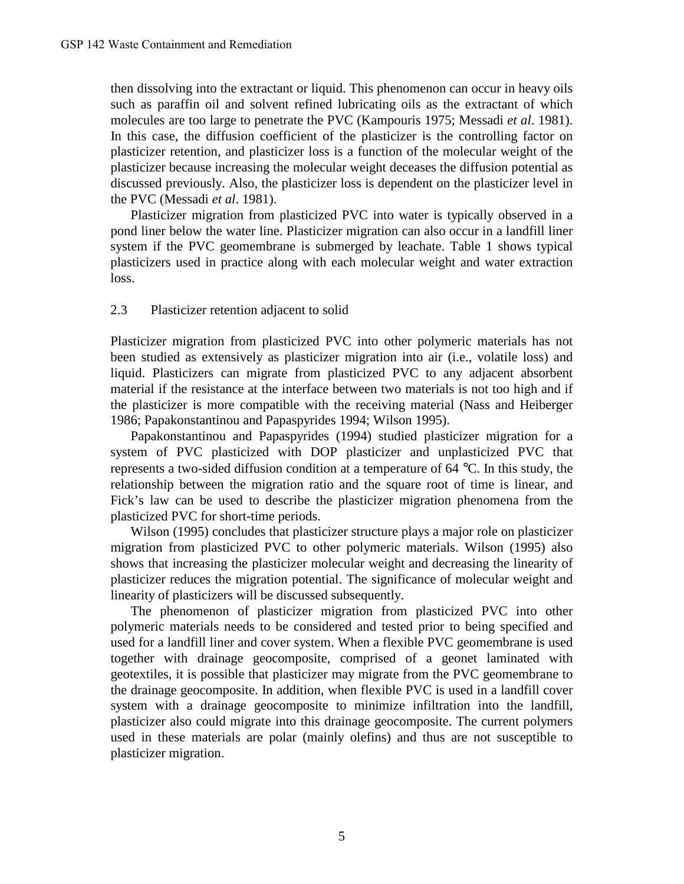then dissolving into the extractant or liquid. This phenomenon can occur in heavy oils such as paraffin oil and solvent refined lubricating oils as the extractant of which molecules are too large to penetrate the PVC (Kampouris 1975; Messadi *et al*. 1981). In this case, the diffusion coefficient of the plasticizer is the controlling factor on plasticizer retention, and plasticizer loss is a function of the molecular weight of the plasticizer because increasing the molecular weight deceases the diffusion potential as discussed previously. Also, the plasticizer loss is dependent on the plasticizer level in the PVC (Messadi *et al*. 1981).

Plasticizer migration from plasticized PVC into water is typically observed in a pond liner below the water line. Plasticizer migration can also occur in a landfill liner system if the PVC geomembrane is submerged by leachate. Table 1 shows typical plasticizers used in practice along with each molecular weight and water extraction loss.

## 2.3 Plasticizer retention adjacent to solid

Plasticizer migration from plasticized PVC into other polymeric materials has not been studied as extensively as plasticizer migration into air (i.e., volatile loss) and liquid. Plasticizers can migrate from plasticized PVC to any adjacent absorbent material if the resistance at the interface between two materials is not too high and if the plasticizer is more compatible with the receiving material (Nass and Heiberger 1986; Papakonstantinou and Papaspyrides 1994; Wilson 1995).

Papakonstantinou and Papaspyrides (1994) studied plasticizer migration for a system of PVC plasticized with DOP plasticizer and unplasticized PVC that represents a two-sided diffusion condition at a temperature of 64 °C. In this study, the relationship between the migration ratio and the square root of time is linear, and Fick's law can be used to describe the plasticizer migration phenomena from the plasticized PVC for short-time periods.

Wilson (1995) concludes that plasticizer structure plays a major role on plasticizer migration from plasticized PVC to other polymeric materials. Wilson (1995) also shows that increasing the plasticizer molecular weight and decreasing the linearity of plasticizer reduces the migration potential. The significance of molecular weight and linearity of plasticizers will be discussed subsequently.

The phenomenon of plasticizer migration from plasticized PVC into other polymeric materials needs to be considered and tested prior to being specified and used for a landfill liner and cover system. When a flexible PVC geomembrane is used together with drainage geocomposite, comprised of a geonet laminated with geotextiles, it is possible that plasticizer may migrate from the PVC geomembrane to the drainage geocomposite. In addition, when flexible PVC is used in a landfill cover system with a drainage geocomposite to minimize infiltration into the landfill, plasticizer also could migrate into this drainage geocomposite. The current polymers used in these materials are polar (mainly olefins) and thus are not susceptible to plasticizer migration.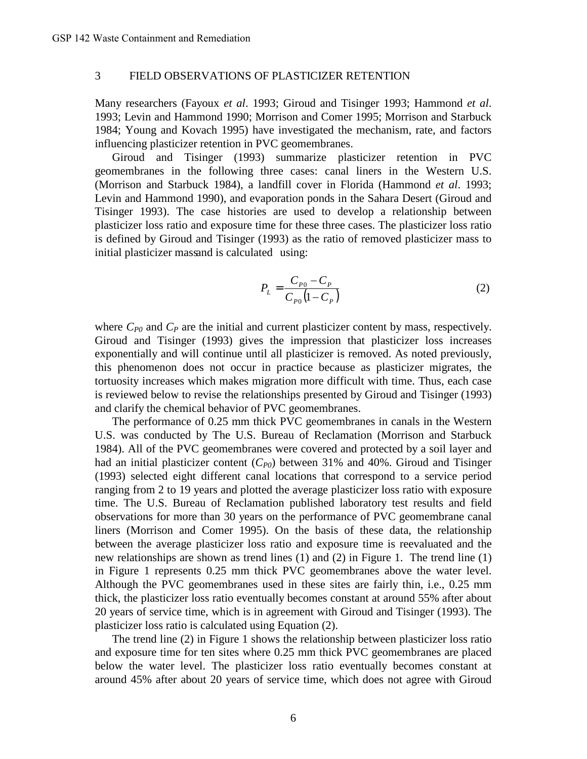## 3 FIELD OBSERVATIONS OF PLASTICIZER RETENTION

Many researchers (Fayoux *et al*. 1993; Giroud and Tisinger 1993; Hammond *et al*. 1993; Levin and Hammond 1990; Morrison and Comer 1995; Morrison and Starbuck 1984; Young and Kovach 1995) have investigated the mechanism, rate, and factors influencing plasticizer retention in PVC geomembranes.

Giroud and Tisinger (1993) summarize plasticizer retention in PVC geomembranes in the following three cases: canal liners in the Western U.S. (Morrison and Starbuck 1984), a landfill cover in Florida (Hammond *et al*. 1993; Levin and Hammond 1990), and evaporation ponds in the Sahara Desert (Giroud and Tisinger 1993). The case histories are used to develop a relationship between plasticizer loss ratio and exposure time for these three cases. The plasticizer loss ratio is defined by Giroud and Tisinger (1993) as the ratio of removed plasticizer mass to initial plasticizer mass and is calculated using:

$$P_L = \frac{C_{P0} - C_P}{C_{P0}\left(1 - C_P\right)} \tag{2}$$

where $C_{P0}$ and $C_P$ are the initial and current plasticizer content by mass, respectively. Giroud and Tisinger (1993) gives the impression that plasticizer loss increases exponentially and will continue until all plasticizer is removed. As noted previously, this phenomenon does not occur in practice because as plasticizer migrates, the tortuosity increases which makes migration more difficult with time. Thus, each case is reviewed below to revise the relationships presented by Giroud and Tisinger (1993) and clarify the chemical behavior of PVC geomembranes.

The performance of 0.25 mm thick PVC geomembranes in canals in the Western U.S. was conducted by The U.S. Bureau of Reclamation (Morrison and Starbuck 1984). All of the PVC geomembranes were covered and protected by a soil layer and had an initial plasticizer content ($C_{P0}$) between 31% and 40%. Giroud and Tisinger (1993) selected eight different canal locations that correspond to a service period ranging from 2 to 19 years and plotted the average plasticizer loss ratio with exposure time. The U.S. Bureau of Reclamation published laboratory test results and field observations for more than 30 years on the performance of PVC geomembrane canal liners (Morrison and Comer 1995). On the basis of these data, the relationship between the average plasticizer loss ratio and exposure time is reevaluated and the new relationships are shown as trend lines (1) and (2) in Figure 1. The trend line (1) in Figure 1 represents 0.25 mm thick PVC geomembranes above the water level. Although the PVC geomembranes used in these sites are fairly thin, i.e., 0.25 mm thick, the plasticizer loss ratio eventually becomes constant at around 55% after about 20 years of service time, which is in agreement with Giroud and Tisinger (1993). The plasticizer loss ratio is calculated using Equation (2).

The trend line (2) in Figure 1 shows the relationship between plasticizer loss ratio and exposure time for ten sites where 0.25 mm thick PVC geomembranes are placed below the water level. The plasticizer loss ratio eventually becomes constant at around 45% after about 20 years of service time, which does not agree with Giroud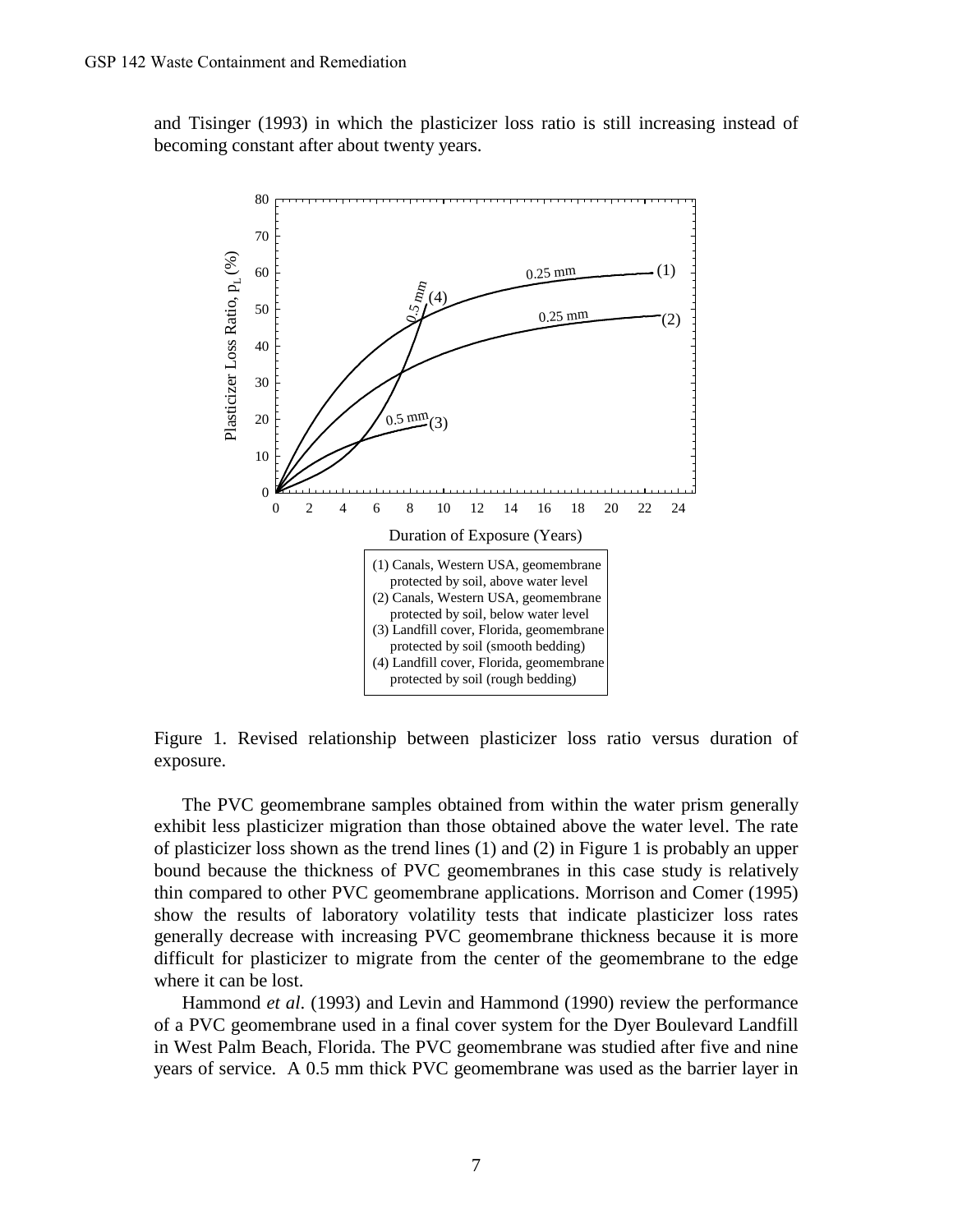and Tisinger (1993) in which the plasticizer loss ratio is still increasing instead of becoming constant after about twenty years.

Figure 1. Revised relationship between plasticizer loss ratio versus duration of exposure.

The PVC geomembrane samples obtained from within the water prism generally exhibit less plasticizer migration than those obtained above the water level. The rate of plasticizer loss shown as the trend lines (1) and (2) in Figure 1 is probably an upper bound because the thickness of PVC geomembranes in this case study is relatively thin compared to other PVC geomembrane applications. Morrison and Comer (1995) show the results of laboratory volatility tests that indicate plasticizer loss rates generally decrease with increasing PVC geomembrane thickness because it is more difficult for plasticizer to migrate from the center of the geomembrane to the edge where it can be lost.

Hammond *et al.* (1993) and Levin and Hammond (1990) review the performance of a PVC geomembrane used in a final cover system for the Dyer Boulevard Landfill in West Palm Beach, Florida. The PVC geomembrane was studied after five and nine years of service. A 0.5 mm thick PVC geomembrane was used as the barrier layer in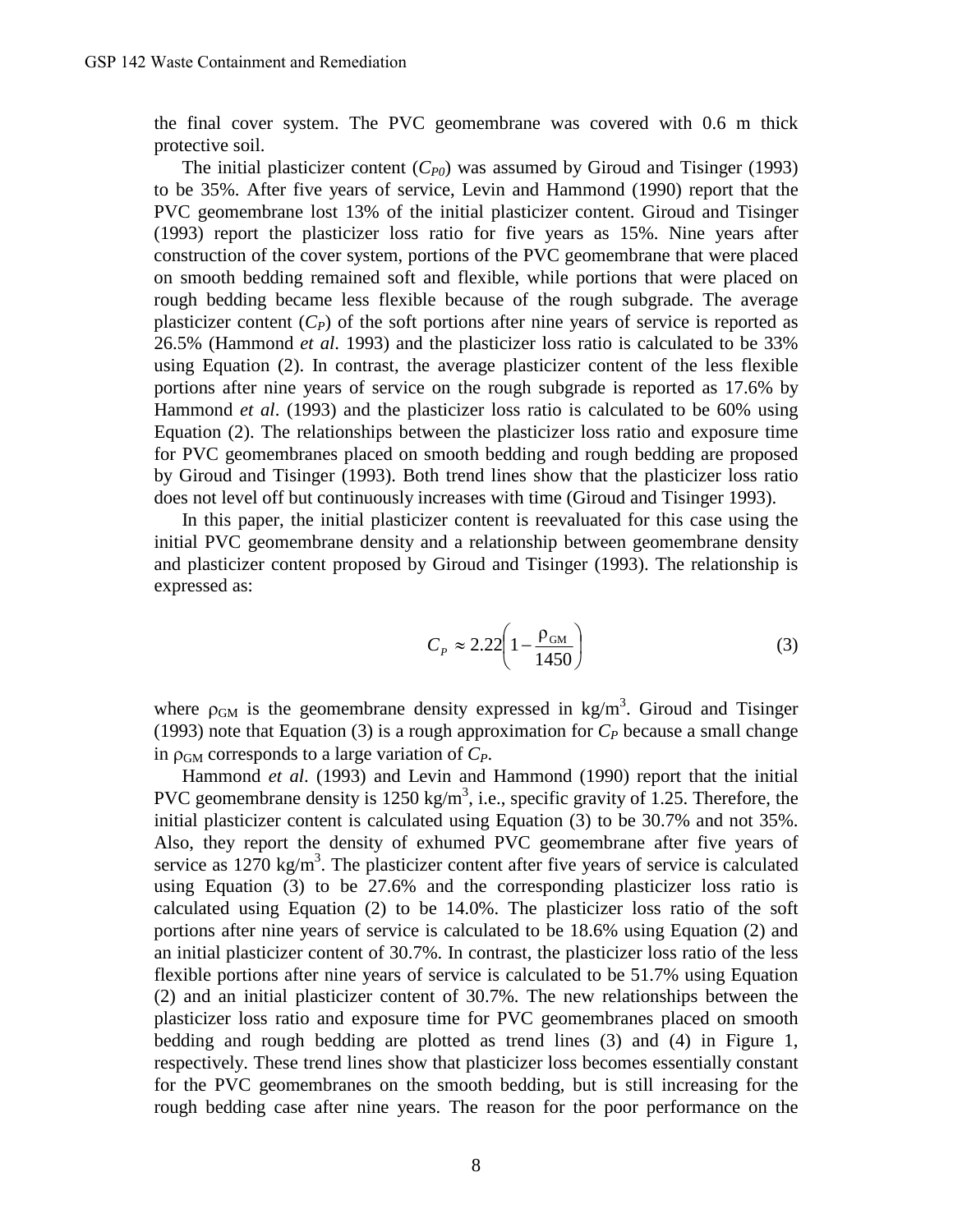the final cover system. The PVC geomembrane was covered with 0.6 m thick protective soil.

The initial plasticizer content ($C_{P0}$) was assumed by Giroud and Tisinger (1993) to be 35%. After five years of service, Levin and Hammond (1990) report that the PVC geomembrane lost 13% of the initial plasticizer content. Giroud and Tisinger (1993) report the plasticizer loss ratio for five years as 15%. Nine years after construction of the cover system, portions of the PVC geomembrane that were placed on smooth bedding remained soft and flexible, while portions that were placed on rough bedding became less flexible because of the rough subgrade. The average plasticizer content ($C_P$) of the soft portions after nine years of service is reported as 26.5% (Hammond *et al*. 1993) and the plasticizer loss ratio is calculated to be 33% using Equation (2). In contrast, the average plasticizer content of the less flexible portions after nine years of service on the rough subgrade is reported as 17.6% by Hammond *et al*. (1993) and the plasticizer loss ratio is calculated to be 60% using Equation (2). The relationships between the plasticizer loss ratio and exposure time for PVC geomembranes placed on smooth bedding and rough bedding are proposed by Giroud and Tisinger (1993). Both trend lines show that the plasticizer loss ratio does not level off but continuously increases with time (Giroud and Tisinger 1993).

In this paper, the initial plasticizer content is reevaluated for this case using the initial PVC geomembrane density and a relationship between geomembrane density and plasticizer content proposed by Giroud and Tisinger (1993). The relationship is expressed as:

$$C_P \approx 2.22\left(1 - \frac{\rho_{GM}}{1450}\right) \tag{3}$$

where $\rho_{GM}$ is the geomembrane density expressed in kg/m$^3$. Giroud and Tisinger (1993) note that Equation (3) is a rough approximation for $C_P$ because a small change in $\rho_{GM}$ corresponds to a large variation of $C_P$.

Hammond *et al*. (1993) and Levin and Hammond (1990) report that the initial PVC geomembrane density is 1250 kg/m$^3$, i.e., specific gravity of 1.25. Therefore, the initial plasticizer content is calculated using Equation (3) to be 30.7% and not 35%. Also, they report the density of exhumed PVC geomembrane after five years of service as 1270 kg/m$^3$. The plasticizer content after five years of service is calculated using Equation (3) to be 27.6% and the corresponding plasticizer loss ratio is calculated using Equation (2) to be 14.0%. The plasticizer loss ratio of the soft portions after nine years of service is calculated to be 18.6% using Equation (2) and an initial plasticizer content of 30.7%. In contrast, the plasticizer loss ratio of the less flexible portions after nine years of service is calculated to be 51.7% using Equation (2) and an initial plasticizer content of 30.7%. The new relationships between the plasticizer loss ratio and exposure time for PVC geomembranes placed on smooth bedding and rough bedding are plotted as trend lines (3) and (4) in Figure 1, respectively. These trend lines show that plasticizer loss becomes essentially constant for the PVC geomembranes on the smooth bedding, but is still increasing for the rough bedding case after nine years. The reason for the poor performance on the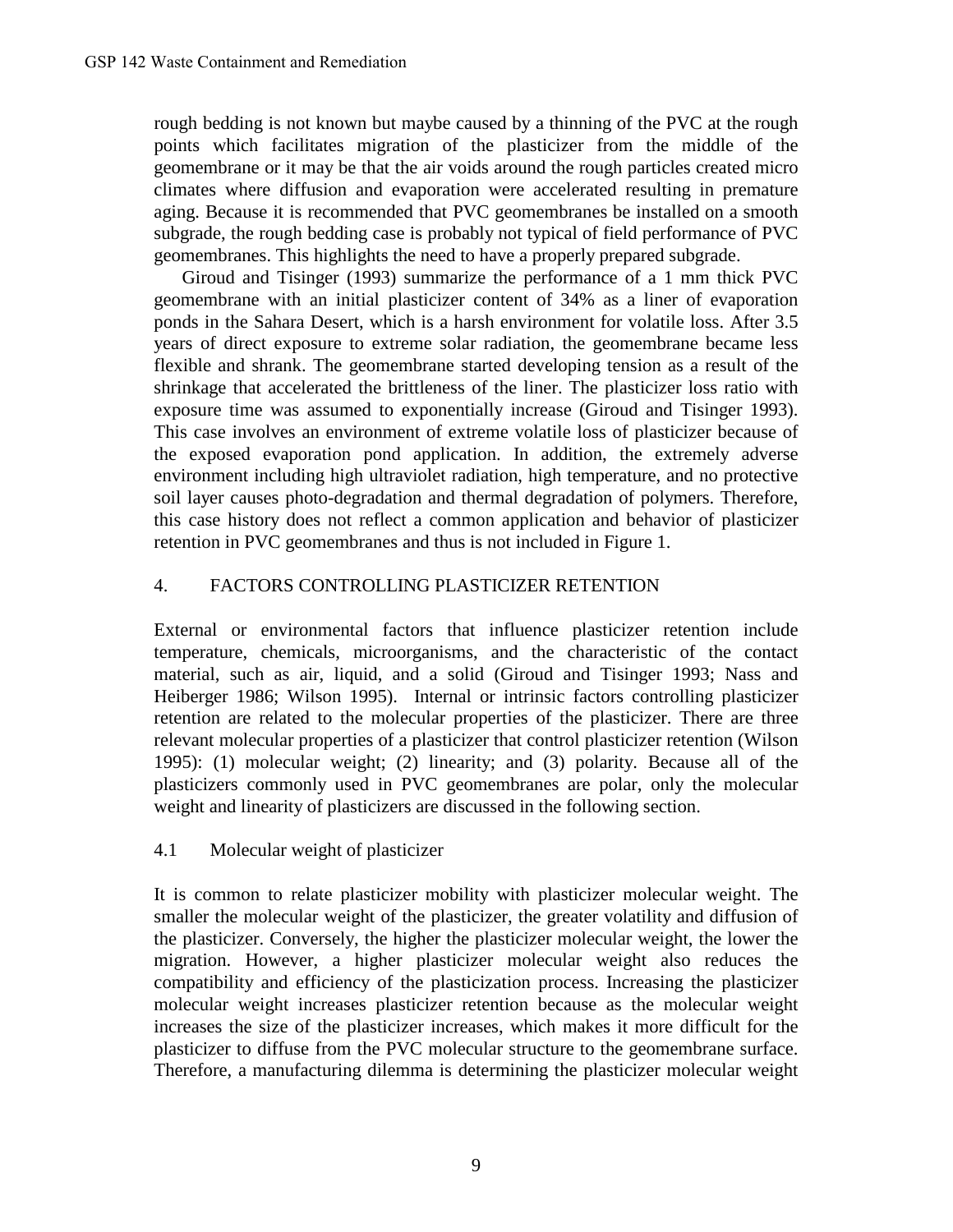rough bedding is not known but maybe caused by a thinning of the PVC at the rough points which facilitates migration of the plasticizer from the middle of the geomembrane or it may be that the air voids around the rough particles created micro climates where diffusion and evaporation were accelerated resulting in premature aging. Because it is recommended that PVC geomembranes be installed on a smooth subgrade, the rough bedding case is probably not typical of field performance of PVC geomembranes. This highlights the need to have a properly prepared subgrade.

Giroud and Tisinger (1993) summarize the performance of a 1 mm thick PVC geomembrane with an initial plasticizer content of 34% as a liner of evaporation ponds in the Sahara Desert, which is a harsh environment for volatile loss. After 3.5 years of direct exposure to extreme solar radiation, the geomembrane became less flexible and shrank. The geomembrane started developing tension as a result of the shrinkage that accelerated the brittleness of the liner. The plasticizer loss ratio with exposure time was assumed to exponentially increase (Giroud and Tisinger 1993). This case involves an environment of extreme volatile loss of plasticizer because of the exposed evaporation pond application. In addition, the extremely adverse environment including high ultraviolet radiation, high temperature, and no protective soil layer causes photo-degradation and thermal degradation of polymers. Therefore, this case history does not reflect a common application and behavior of plasticizer retention in PVC geomembranes and thus is not included in Figure 1.

## 4. FACTORS CONTROLLING PLASTICIZER RETENTION

External or environmental factors that influence plasticizer retention include temperature, chemicals, microorganisms, and the characteristic of the contact material, such as air, liquid, and a solid (Giroud and Tisinger 1993; Nass and Heiberger 1986; Wilson 1995). Internal or intrinsic factors controlling plasticizer retention are related to the molecular properties of the plasticizer. There are three relevant molecular properties of a plasticizer that control plasticizer retention (Wilson 1995): (1) molecular weight; (2) linearity; and (3) polarity. Because all of the plasticizers commonly used in PVC geomembranes are polar, only the molecular weight and linearity of plasticizers are discussed in the following section.

### 4.1 Molecular weight of plasticizer

It is common to relate plasticizer mobility with plasticizer molecular weight. The smaller the molecular weight of the plasticizer, the greater volatility and diffusion of the plasticizer. Conversely, the higher the plasticizer molecular weight, the lower the migration. However, a higher plasticizer molecular weight also reduces the compatibility and efficiency of the plasticization process. Increasing the plasticizer molecular weight increases plasticizer retention because as the molecular weight increases the size of the plasticizer increases, which makes it more difficult for the plasticizer to diffuse from the PVC molecular structure to the geomembrane surface. Therefore, a manufacturing dilemma is determining the plasticizer molecular weight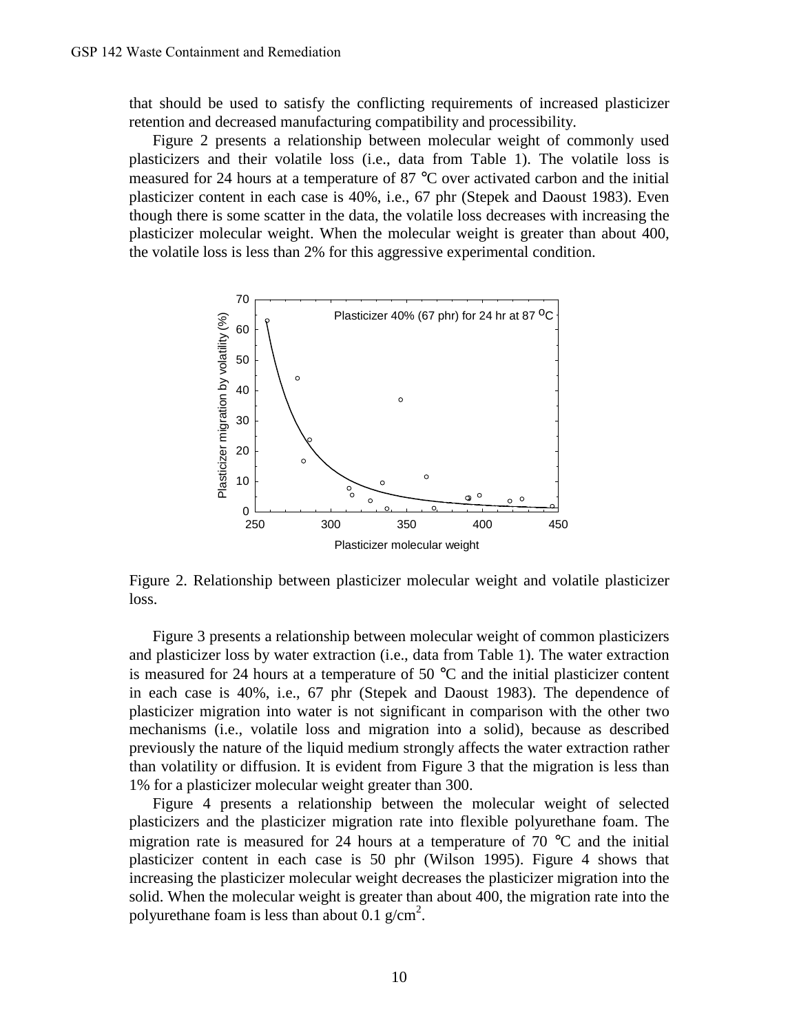that should be used to satisfy the conflicting requirements of increased plasticizer retention and decreased manufacturing compatibility and processibility.

Figure 2 presents a relationship between molecular weight of commonly used plasticizers and their volatile loss (i.e., data from Table 1). The volatile loss is measured for 24 hours at a temperature of 87 °C over activated carbon and the initial plasticizer content in each case is 40%, i.e., 67 phr (Stepek and Daoust 1983). Even though there is some scatter in the data, the volatile loss decreases with increasing the plasticizer molecular weight. When the molecular weight is greater than about 400, the volatile loss is less than 2% for this aggressive experimental condition.

Figure 2. Relationship between plasticizer molecular weight and volatile plasticizer loss.

Figure 3 presents a relationship between molecular weight of common plasticizers and plasticizer loss by water extraction (i.e., data from Table 1). The water extraction is measured for 24 hours at a temperature of 50 °C and the initial plasticizer content in each case is 40%, i.e., 67 phr (Stepek and Daoust 1983). The dependence of plasticizer migration into water is not significant in comparison with the other two mechanisms (i.e., volatile loss and migration into a solid), because as described previously the nature of the liquid medium strongly affects the water extraction rather than volatility or diffusion. It is evident from Figure 3 that the migration is less than 1% for a plasticizer molecular weight greater than 300.

Figure 4 presents a relationship between the molecular weight of selected plasticizers and the plasticizer migration rate into flexible polyurethane foam. The migration rate is measured for 24 hours at a temperature of 70 °C and the initial plasticizer content in each case is 50 phr (Wilson 1995). Figure 4 shows that increasing the plasticizer molecular weight decreases the plasticizer migration into the solid. When the molecular weight is greater than about 400, the migration rate into the polyurethane foam is less than about 0.1 $g/cm^2$.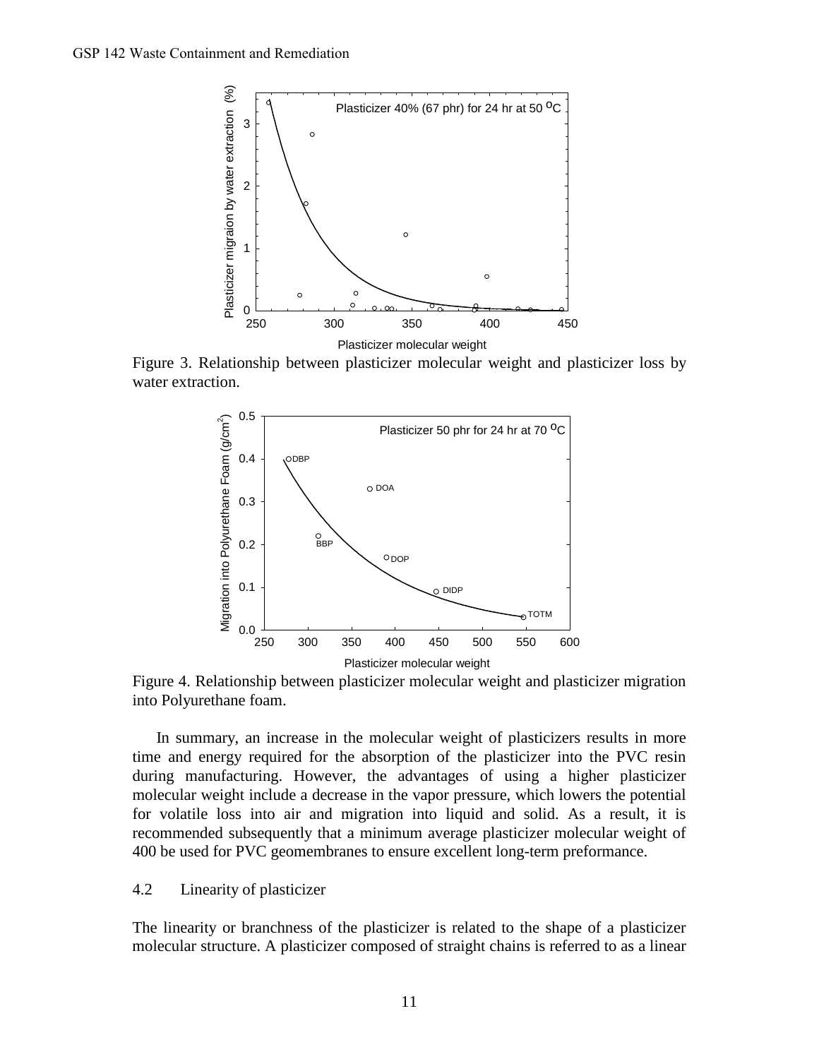Figure 3. Relationship between plasticizer molecular weight and plasticizer loss by water extraction.

Figure 4. Relationship between plasticizer molecular weight and plasticizer migration into Polyurethane foam.

In summary, an increase in the molecular weight of plasticizers results in more time and energy required for the absorption of the plasticizer into the PVC resin during manufacturing. However, the advantages of using a higher plasticizer molecular weight include a decrease in the vapor pressure, which lowers the potential for volatile loss into air and migration into liquid and solid. As a result, it is recommended subsequently that a minimum average plasticizer molecular weight of 400 be used for PVC geomembranes to ensure excellent long-term preformance.

## 4.2 Linearity of plasticizer

The linearity or branchness of the plasticizer is related to the shape of a plasticizer molecular structure. A plasticizer composed of straight chains is referred to as a linear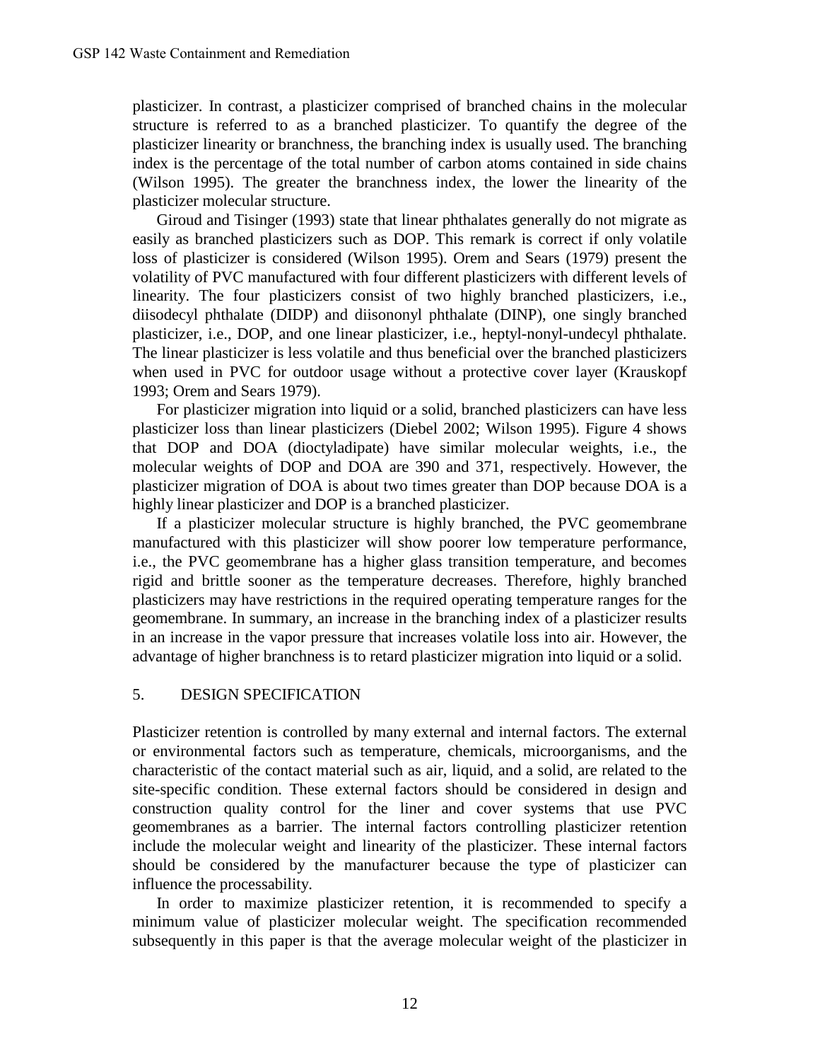plasticizer. In contrast, a plasticizer comprised of branched chains in the molecular structure is referred to as a branched plasticizer. To quantify the degree of the plasticizer linearity or branchness, the branching index is usually used. The branching index is the percentage of the total number of carbon atoms contained in side chains (Wilson 1995). The greater the branchness index, the lower the linearity of the plasticizer molecular structure.

Giroud and Tisinger (1993) state that linear phthalates generally do not migrate as easily as branched plasticizers such as DOP. This remark is correct if only volatile loss of plasticizer is considered (Wilson 1995). Orem and Sears (1979) present the volatility of PVC manufactured with four different plasticizers with different levels of linearity. The four plasticizers consist of two highly branched plasticizers, i.e., diisodecyl phthalate (DIDP) and diisononyl phthalate (DINP), one singly branched plasticizer, i.e., DOP, and one linear plasticizer, i.e., heptyl-nonyl-undecyl phthalate. The linear plasticizer is less volatile and thus beneficial over the branched plasticizers when used in PVC for outdoor usage without a protective cover layer (Krauskopf 1993; Orem and Sears 1979).

For plasticizer migration into liquid or a solid, branched plasticizers can have less plasticizer loss than linear plasticizers (Diebel 2002; Wilson 1995). Figure 4 shows that DOP and DOA (dioctyladipate) have similar molecular weights, i.e., the molecular weights of DOP and DOA are 390 and 371, respectively. However, the plasticizer migration of DOA is about two times greater than DOP because DOA is a highly linear plasticizer and DOP is a branched plasticizer.

If a plasticizer molecular structure is highly branched, the PVC geomembrane manufactured with this plasticizer will show poorer low temperature performance, i.e., the PVC geomembrane has a higher glass transition temperature, and becomes rigid and brittle sooner as the temperature decreases. Therefore, highly branched plasticizers may have restrictions in the required operating temperature ranges for the geomembrane. In summary, an increase in the branching index of a plasticizer results in an increase in the vapor pressure that increases volatile loss into air. However, the advantage of higher branchness is to retard plasticizer migration into liquid or a solid.

## 5. DESIGN SPECIFICATION

Plasticizer retention is controlled by many external and internal factors. The external or environmental factors such as temperature, chemicals, microorganisms, and the characteristic of the contact material such as air, liquid, and a solid, are related to the site-specific condition. These external factors should be considered in design and construction quality control for the liner and cover systems that use PVC geomembranes as a barrier. The internal factors controlling plasticizer retention include the molecular weight and linearity of the plasticizer. These internal factors should be considered by the manufacturer because the type of plasticizer can influence the processability.

In order to maximize plasticizer retention, it is recommended to specify a minimum value of plasticizer molecular weight. The specification recommended subsequently in this paper is that the average molecular weight of the plasticizer in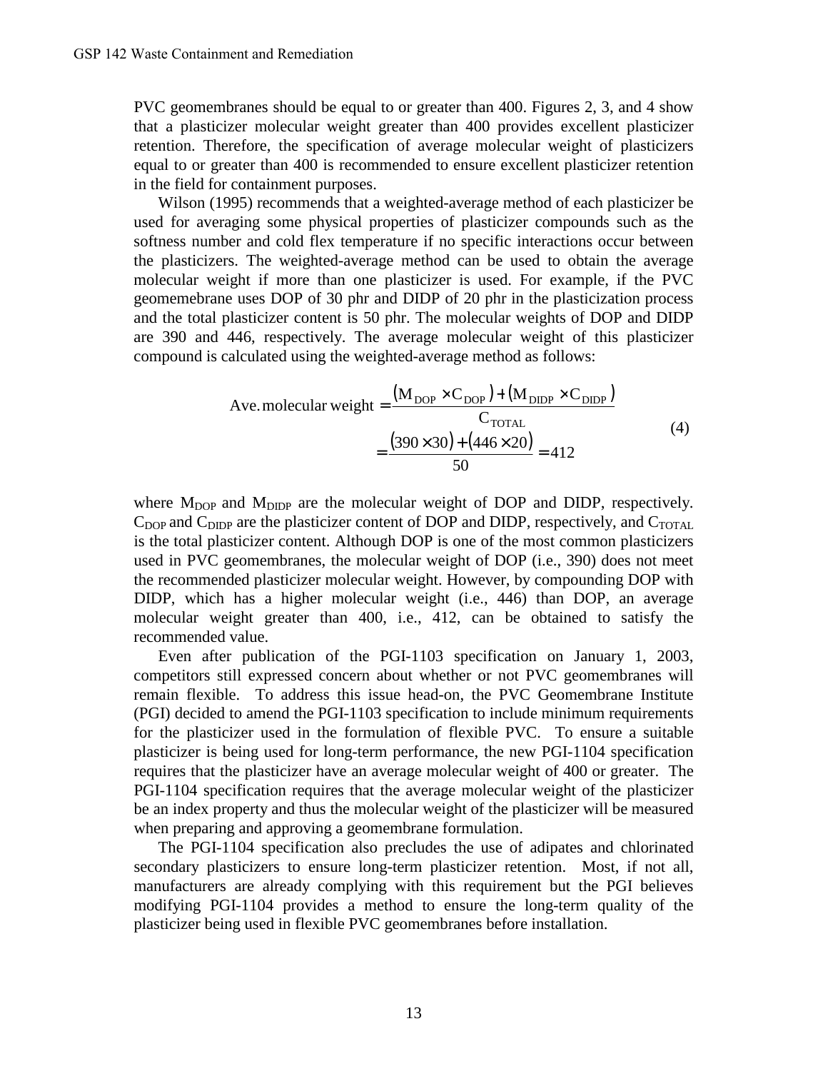PVC geomembranes should be equal to or greater than 400. Figures 2, 3, and 4 show that a plasticizer molecular weight greater than 400 provides excellent plasticizer retention. Therefore, the specification of average molecular weight of plasticizers equal to or greater than 400 is recommended to ensure excellent plasticizer retention in the field for containment purposes.

Wilson (1995) recommends that a weighted-average method of each plasticizer be used for averaging some physical properties of plasticizer compounds such as the softness number and cold flex temperature if no specific interactions occur between the plasticizers. The weighted-average method can be used to obtain the average molecular weight if more than one plasticizer is used. For example, if the PVC geomemebrane uses DOP of 30 phr and DIDP of 20 phr in the plasticization process and the total plasticizer content is 50 phr. The molecular weights of DOP and DIDP are 390 and 446, respectively. The average molecular weight of this plasticizer compound is calculated using the weighted-average method as follows:

$$\begin{aligned} \text{Ave. molecular weight} &= \frac{(M_{DOP} \times C_{DOP}) + (M_{DIDP} \times C_{DIDP})}{C_{TOTAL}} \\ &= \frac{(390 \times 30) + (446 \times 20)}{50} = 412 \end{aligned} \tag{4}$$

where $M_{DOP}$ and $M_{DIDP}$ are the molecular weight of DOP and DIDP, respectively. $C_{DOP}$ and $C_{DIDP}$ are the plasticizer content of DOP and DIDP, respectively, and $C_{TOTAL}$ is the total plasticizer content. Although DOP is one of the most common plasticizers used in PVC geomembranes, the molecular weight of DOP (i.e., 390) does not meet the recommended plasticizer molecular weight. However, by compounding DOP with DIDP, which has a higher molecular weight (i.e., 446) than DOP, an average molecular weight greater than 400, i.e., 412, can be obtained to satisfy the recommended value.

Even after publication of the PGI-1103 specification on January 1, 2003, competitors still expressed concern about whether or not PVC geomembranes will remain flexible. To address this issue head-on, the PVC Geomembrane Institute (PGI) decided to amend the PGI-1103 specification to include minimum requirements for the plasticizer used in the formulation of flexible PVC. To ensure a suitable plasticizer is being used for long-term performance, the new PGI-1104 specification requires that the plasticizer have an average molecular weight of 400 or greater. The PGI-1104 specification requires that the average molecular weight of the plasticizer be an index property and thus the molecular weight of the plasticizer will be measured when preparing and approving a geomembrane formulation.

The PGI-1104 specification also precludes the use of adipates and chlorinated secondary plasticizers to ensure long-term plasticizer retention. Most, if not all, manufacturers are already complying with this requirement but the PGI believes modifying PGI-1104 provides a method to ensure the long-term quality of the plasticizer being used in flexible PVC geomembranes before installation.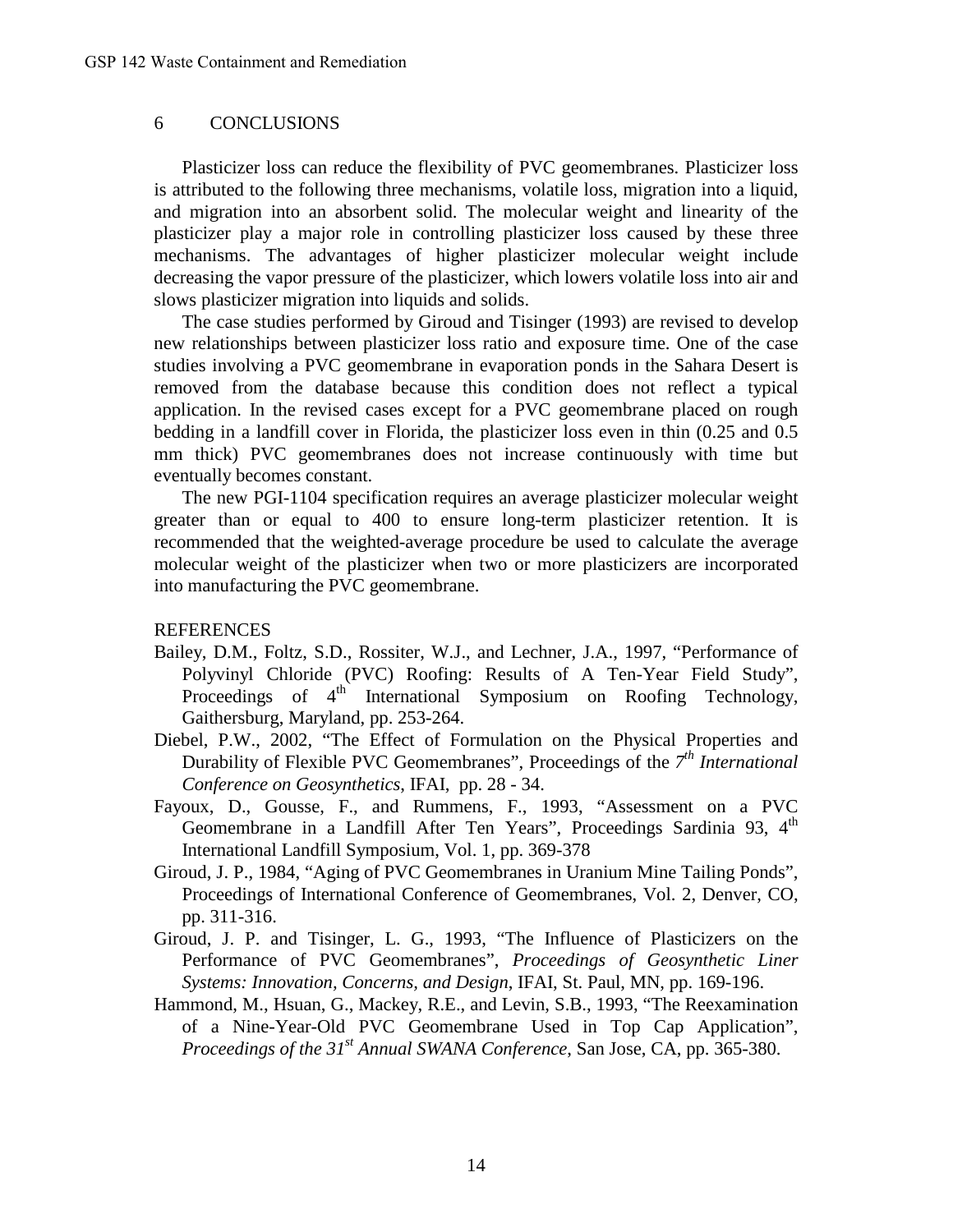## 6 CONCLUSIONS

Plasticizer loss can reduce the flexibility of PVC geomembranes. Plasticizer loss is attributed to the following three mechanisms, volatile loss, migration into a liquid, and migration into an absorbent solid. The molecular weight and linearity of the plasticizer play a major role in controlling plasticizer loss caused by these three mechanisms. The advantages of higher plasticizer molecular weight include decreasing the vapor pressure of the plasticizer, which lowers volatile loss into air and slows plasticizer migration into liquids and solids.

The case studies performed by Giroud and Tisinger (1993) are revised to develop new relationships between plasticizer loss ratio and exposure time. One of the case studies involving a PVC geomembrane in evaporation ponds in the Sahara Desert is removed from the database because this condition does not reflect a typical application. In the revised cases except for a PVC geomembrane placed on rough bedding in a landfill cover in Florida, the plasticizer loss even in thin (0.25 and 0.5 mm thick) PVC geomembranes does not increase continuously with time but eventually becomes constant.

The new PGI-1104 specification requires an average plasticizer molecular weight greater than or equal to 400 to ensure long-term plasticizer retention. It is recommended that the weighted-average procedure be used to calculate the average molecular weight of the plasticizer when two or more plasticizers are incorporated into manufacturing the PVC geomembrane.

## REFERENCES

Bailey, D.M., Foltz, S.D., Rossiter, W.J., and Lechner, J.A., 1997, "Performance of Polyvinyl Chloride (PVC) Roofing: Results of A Ten-Year Field Study", Proceedings of 4th International Symposium on Roofing Technology, Gaithersburg, Maryland, pp. 253-264.

Diebel, P.W., 2002, "The Effect of Formulation on the Physical Properties and Durability of Flexible PVC Geomembranes", Proceedings of the *7th International Conference on Geosynthetics*, IFAI, pp. 28 - 34.

Fayoux, D., Gousse, F., and Rummens, F., 1993, "Assessment on a PVC Geomembrane in a Landfill After Ten Years", Proceedings Sardinia 93, 4th International Landfill Symposium, Vol. 1, pp. 369-378

Giroud, J. P., 1984, "Aging of PVC Geomembranes in Uranium Mine Tailing Ponds", Proceedings of International Conference of Geomembranes, Vol. 2, Denver, CO, pp. 311-316.

Giroud, J. P. and Tisinger, L. G., 1993, "The Influence of Plasticizers on the Performance of PVC Geomembranes", *Proceedings of Geosynthetic Liner Systems: Innovation, Concerns, and Design*, IFAI, St. Paul, MN, pp. 169-196.

Hammond, M., Hsuan, G., Mackey, R.E., and Levin, S.B., 1993, "The Reexamination of a Nine-Year-Old PVC Geomembrane Used in Top Cap Application", *Proceedings of the 31st Annual SWANA Conference*, San Jose, CA, pp. 365-380.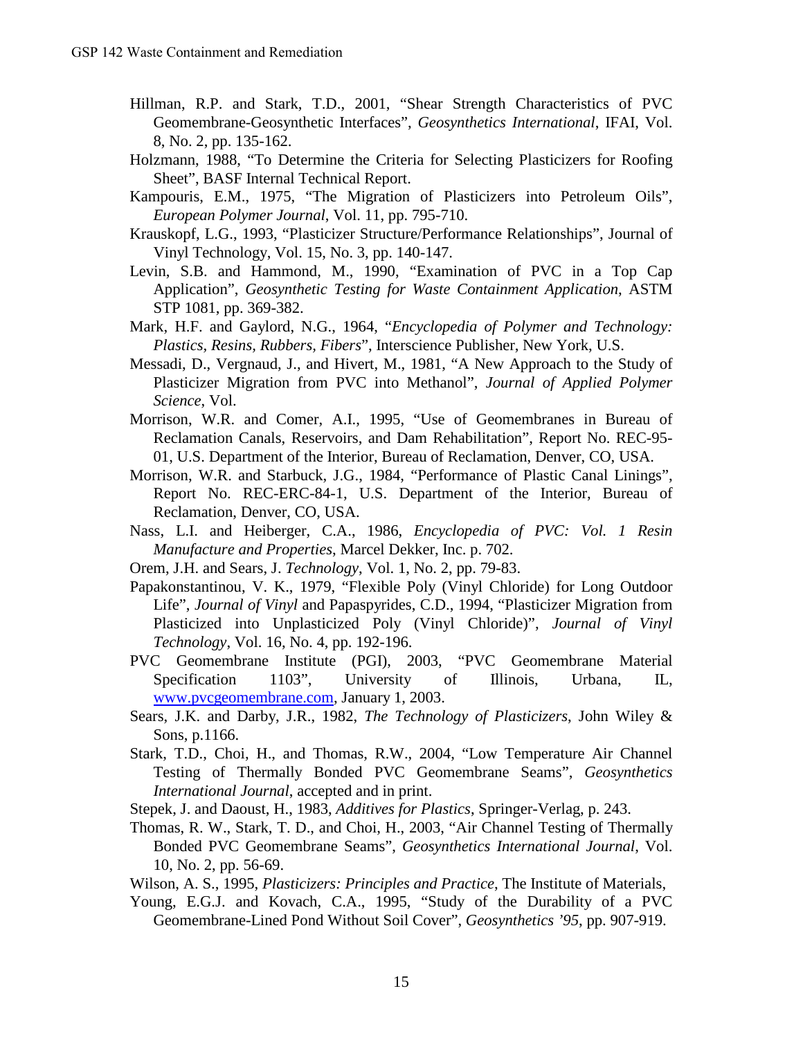Hillman, R.P. and Stark, T.D., 2001, "Shear Strength Characteristics of PVC Geomembrane-Geosynthetic Interfaces", *Geosynthetics International*, IFAI, Vol. 8, No. 2, pp. 135-162.

Holzmann, 1988, "To Determine the Criteria for Selecting Plasticizers for Roofing Sheet", BASF Internal Technical Report.

Kampouris, E.M., 1975, "The Migration of Plasticizers into Petroleum Oils", *European Polymer Journal*, Vol. 11, pp. 795-710.

Krauskopf, L.G., 1993, "Plasticizer Structure/Performance Relationships", Journal of Vinyl Technology, Vol. 15, No. 3, pp. 140-147.

Levin, S.B. and Hammond, M., 1990, "Examination of PVC in a Top Cap Application", *Geosynthetic Testing for Waste Containment Application*, ASTM STP 1081, pp. 369-382.

Mark, H.F. and Gaylord, N.G., 1964, "*Encyclopedia of Polymer and Technology: Plastics, Resins, Rubbers, Fibers*", Interscience Publisher, New York, U.S.

Messadi, D., Vergnaud, J., and Hivert, M., 1981, "A New Approach to the Study of Plasticizer Migration from PVC into Methanol", *Journal of Applied Polymer Science*, Vol.

Morrison, W.R. and Comer, A.I., 1995, "Use of Geomembranes in Bureau of Reclamation Canals, Reservoirs, and Dam Rehabilitation", Report No. REC-95-01, U.S. Department of the Interior, Bureau of Reclamation, Denver, CO, USA.

Morrison, W.R. and Starbuck, J.G., 1984, "Performance of Plastic Canal Linings", Report No. REC-ERC-84-1, U.S. Department of the Interior, Bureau of Reclamation, Denver, CO, USA.

Nass, L.I. and Heiberger, C.A., 1986, *Encyclopedia of PVC: Vol. 1 Resin Manufacture and Properties*, Marcel Dekker, Inc. p. 702.

Orem, J.H. and Sears, J. *Technology*, Vol. 1, No. 2, pp. 79-83.

Papakonstantinou, V. K., 1979, "Flexible Poly (Vinyl Chloride) for Long Outdoor Life", *Journal of Vinyl* and Papaspyrides, C.D., 1994, "Plasticizer Migration from Plasticized into Unplasticized Poly (Vinyl Chloride)", *Journal of Vinyl Technology*, Vol. 16, No. 4, pp. 192-196.

PVC Geomembrane Institute (PGI), 2003, "PVC Geomembrane Material Specification 1103", University of Illinois, Urbana, IL, www.pvcgeomembrane.com, January 1, 2003.

Sears, J.K. and Darby, J.R., 1982, *The Technology of Plasticizers*, John Wiley & Sons, p.1166.

Stark, T.D., Choi, H., and Thomas, R.W., 2004, "Low Temperature Air Channel Testing of Thermally Bonded PVC Geomembrane Seams", *Geosynthetics International Journal*, accepted and in print.

Stepek, J. and Daoust, H., 1983, *Additives for Plastics*, Springer-Verlag, p. 243.

Thomas, R. W., Stark, T. D., and Choi, H., 2003, "Air Channel Testing of Thermally Bonded PVC Geomembrane Seams", *Geosynthetics International Journal*, Vol. 10, No. 2, pp. 56-69.

Wilson, A. S., 1995, *Plasticizers: Principles and Practice*, The Institute of Materials,

Young, E.G.J. and Kovach, C.A., 1995, "Study of the Durability of a PVC Geomembrane-Lined Pond Without Soil Cover", *Geosynthetics '95*, pp. 907-919.